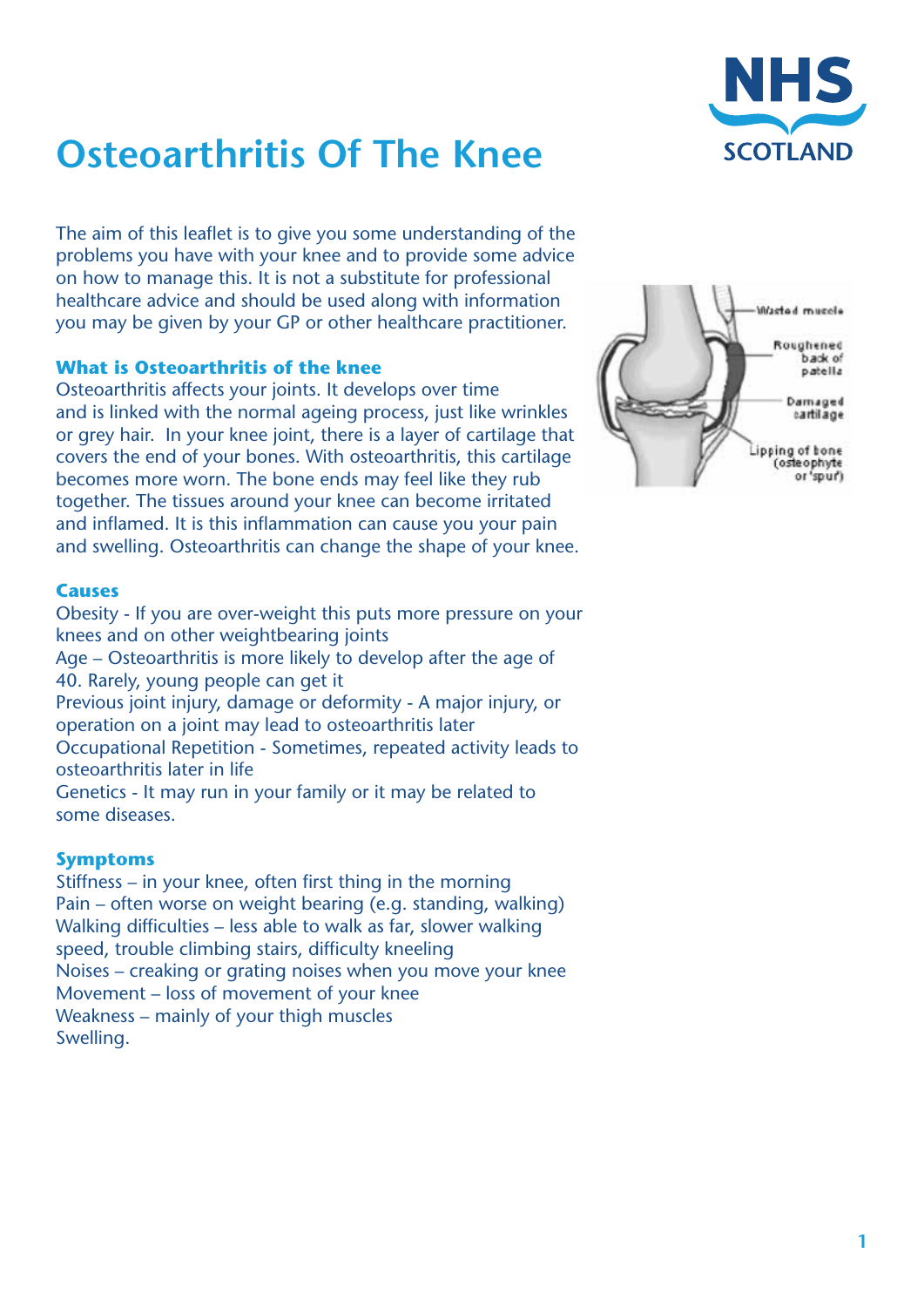# Osteoarthritis Of The Knee

The aim of this leaflet is to give you some understanding of the problems you have with your knee and to provide some advice on how to manage this. It is not a substitute for professional healthcare advice and should be used along with information you may be given by your GP or other healthcare practitioner.

### What is Osteoarthritis of the knee

Osteoarthritis affects your joints. It develops over time and is linked with the normal ageing process, just like wrinkles or grey hair. In your knee joint, there is a layer of cartilage that covers the end of your bones. With osteoarthritis, this cartilage becomes more worn. The bone ends may feel like they rub together. The tissues around your knee can become irritated and inflamed. It is this inflammation can cause you your pain and swelling. Osteoarthritis can change the shape of your knee.

### Causes

Obesity - If you are over-weight this puts more pressure on your knees and on other weightbearing joints

Age – Osteoarthritis is more likely to develop after the age of 40. Rarely, young people can get it

Previous joint injury, damage or deformity - A major injury, or operation on a joint may lead to osteoarthritis later

Occupational Repetition - Sometimes, repeated activity leads to osteoarthritis later in life

Genetics - It may run in your family or it may be related to some diseases.

### Symptoms

Stiffness – in your knee, often first thing in the morning

Pain – often worse on weight bearing (e.g. standing, walking)

Walking difficulties – less able to walk as far, slower walking speed, trouble climbing stairs, difficulty kneeling

Noises – creaking or grating noises when you move your knee

Movement – loss of movement of your knee

Weakness – mainly of your thigh muscles

Swelling.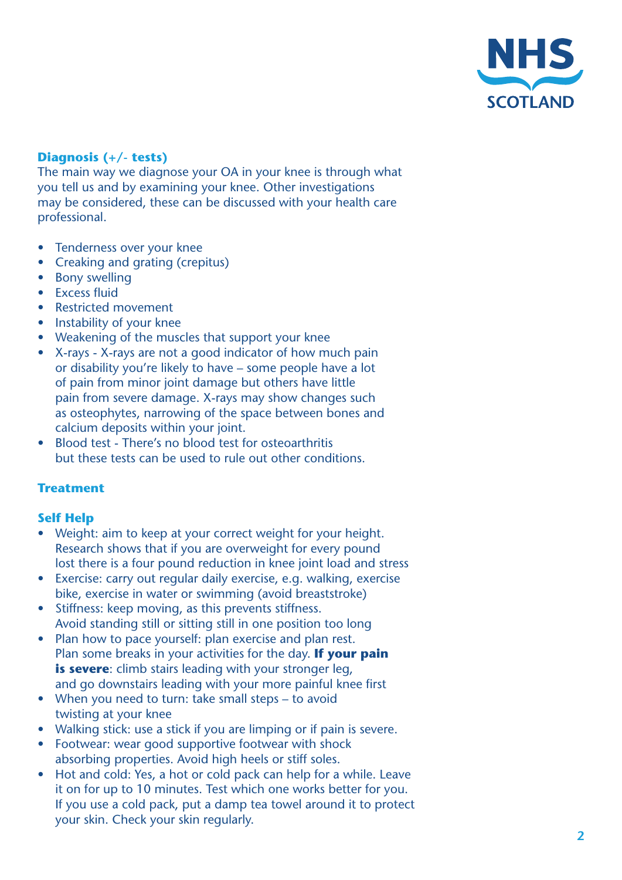**Diagnosis (+/- tests)**

The main way we diagnose your OA in your knee is through what you tell us and by examining your knee. Other investigations may be considered, these can be discussed with your health care professional.

- Tenderness over your knee
- Creaking and grating (crepitus)
- Bony swelling
- Excess fluid
- Restricted movement
- Instability of your knee
- Weakening of the muscles that support your knee
- X-rays - X-rays are not a good indicator of how much pain or disability you're likely to have – some people have a lot of pain from minor joint damage but others have little pain from severe damage. X-rays may show changes such as osteophytes, narrowing of the space between bones and calcium deposits within your joint.
- Blood test - There's no blood test for osteoarthritis but these tests can be used to rule out other conditions.

**Treatment**

**Self Help**

- Weight: aim to keep at your correct weight for your height. Research shows that if you are overweight for every pound lost there is a four pound reduction in knee joint load and stress
- Exercise: carry out regular daily exercise, e.g. walking, exercise bike, exercise in water or swimming (avoid breaststroke)
- Stiffness: keep moving, as this prevents stiffness. Avoid standing still or sitting still in one position too long
- Plan how to pace yourself: plan exercise and plan rest. Plan some breaks in your activities for the day. **If your pain is severe**: climb stairs leading with your stronger leg, and go downstairs leading with your more painful knee first
- When you need to turn: take small steps – to avoid twisting at your knee
- Walking stick: use a stick if you are limping or if pain is severe.
- Footwear: wear good supportive footwear with shock absorbing properties. Avoid high heels or stiff soles.
- Hot and cold: Yes, a hot or cold pack can help for a while. Leave it on for up to 10 minutes. Test which one works better for you. If you use a cold pack, put a damp tea towel around it to protect your skin. Check your skin regularly.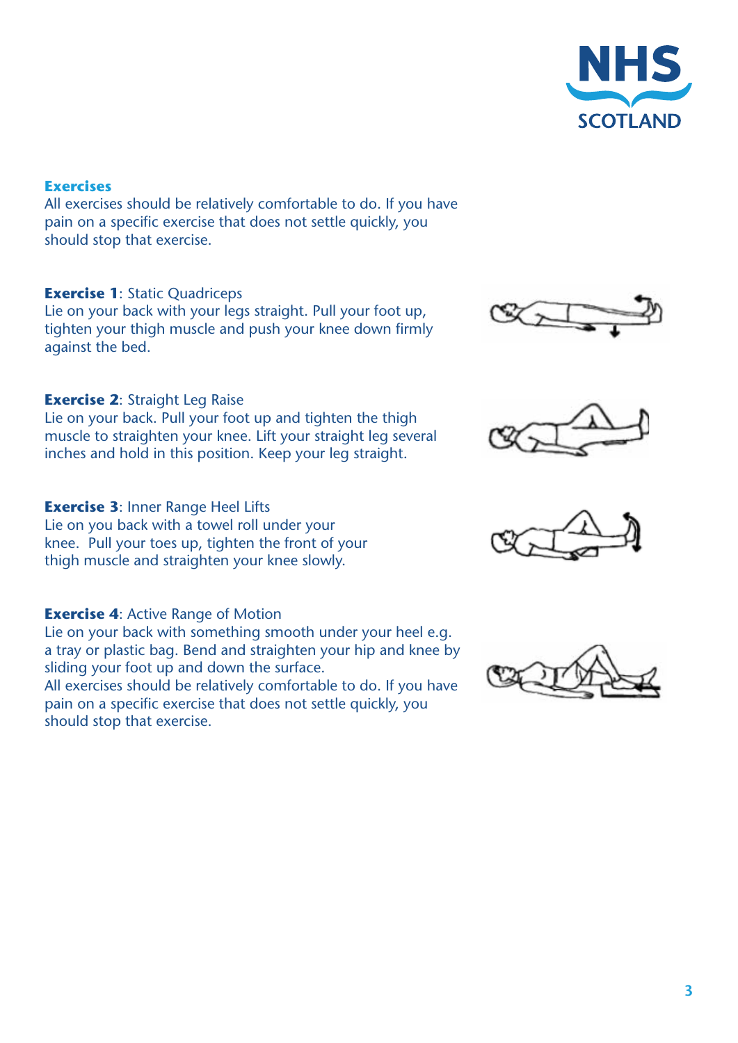## Exercises

All exercises should be relatively comfortable to do. If you have pain on a specific exercise that does not settle quickly, you should stop that exercise.

**Exercise 1**: Static Quadriceps
Lie on your back with your legs straight. Pull your foot up, tighten your thigh muscle and push your knee down firmly against the bed.

**Exercise 2**: Straight Leg Raise
Lie on your back. Pull your foot up and tighten the thigh muscle to straighten your knee. Lift your straight leg several inches and hold in this position. Keep your leg straight.

**Exercise 3**: Inner Range Heel Lifts
Lie on you back with a towel roll under your knee. Pull your toes up, tighten the front of your thigh muscle and straighten your knee slowly.

**Exercise 4**: Active Range of Motion
Lie on your back with something smooth under your heel e.g. a tray or plastic bag. Bend and straighten your hip and knee by sliding your foot up and down the surface.
All exercises should be relatively comfortable to do. If you have pain on a specific exercise that does not settle quickly, you should stop that exercise.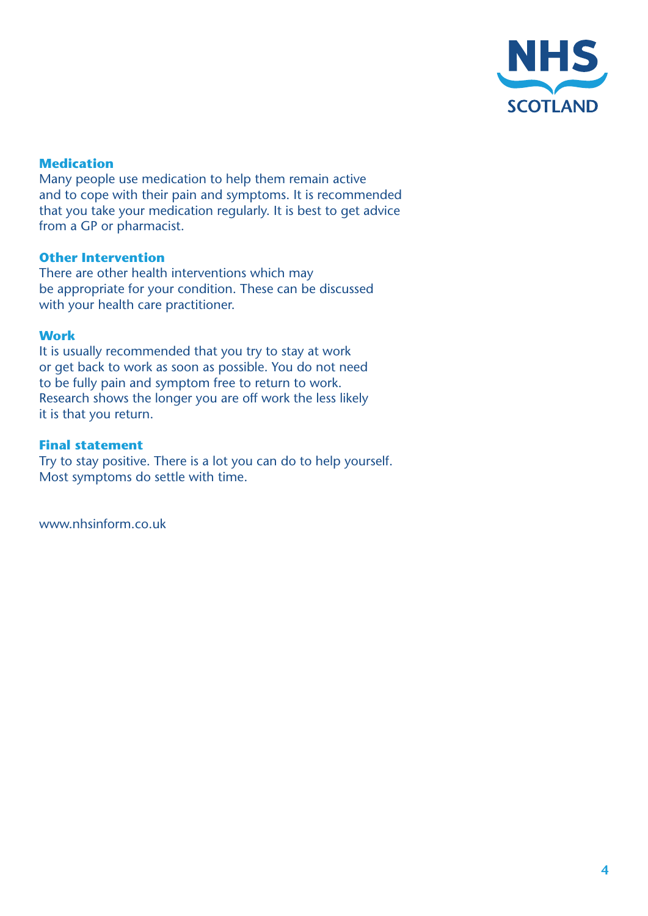### Medication
Many people use medication to help them remain active and to cope with their pain and symptoms. It is recommended that you take your medication regularly. It is best to get advice from a GP or pharmacist.

### Other Intervention
There are other health interventions which may be appropriate for your condition. These can be discussed with your health care practitioner.

### Work
It is usually recommended that you try to stay at work or get back to work as soon as possible. You do not need to be fully pain and symptom free to return to work. Research shows the longer you are off work the less likely it is that you return.

### Final statement
Try to stay positive. There is a lot you can do to help yourself. Most symptoms do settle with time.

www.nhsinform.co.uk